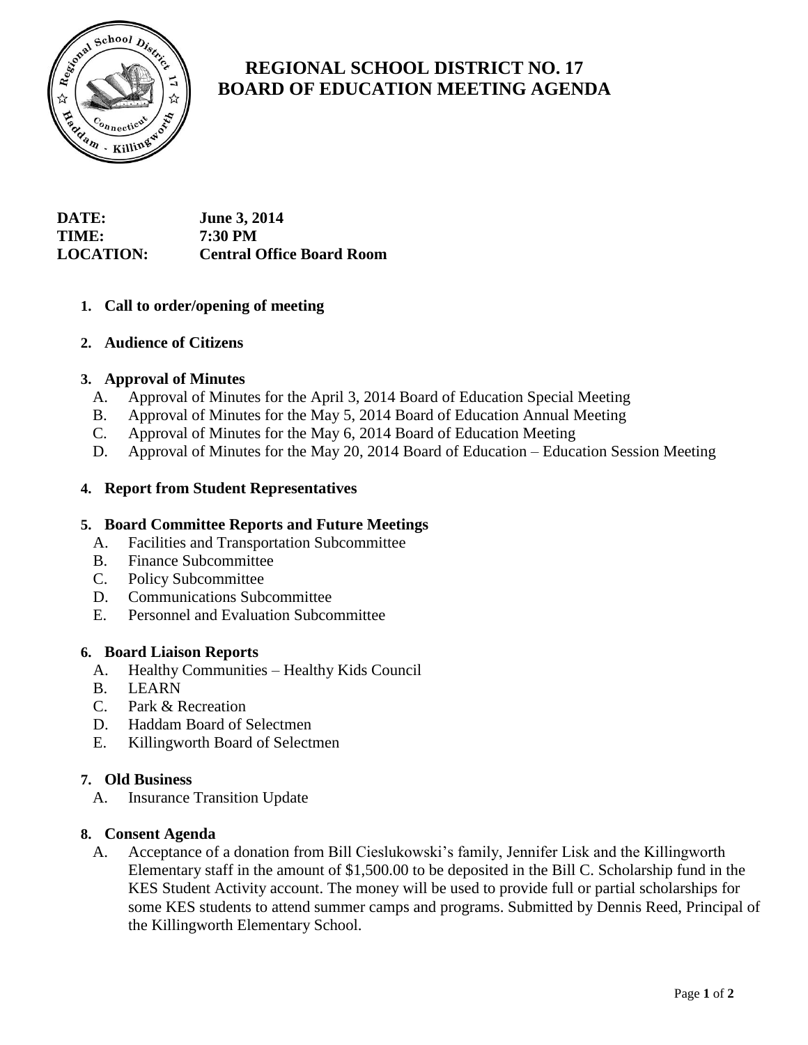# REGIONAL SCHOOL DISTRICT NO. 17
# BOARD OF EDUCATION MEETING AGENDA

**DATE:** June 3, 2014
**TIME:** 7:30 PM
**LOCATION:** Central Office Board Room

1. **Call to order/opening of meeting**

2. **Audience of Citizens**

3. **Approval of Minutes**
   - A. Approval of Minutes for the April 3, 2014 Board of Education Special Meeting
   - B. Approval of Minutes for the May 5, 2014 Board of Education Annual Meeting
   - C. Approval of Minutes for the May 6, 2014 Board of Education Meeting
   - D. Approval of Minutes for the May 20, 2014 Board of Education – Education Session Meeting

4. **Report from Student Representatives**

5. **Board Committee Reports and Future Meetings**
   - A. Facilities and Transportation Subcommittee
   - B. Finance Subcommittee
   - C. Policy Subcommittee
   - D. Communications Subcommittee
   - E. Personnel and Evaluation Subcommittee

6. **Board Liaison Reports**
   - A. Healthy Communities – Healthy Kids Council
   - B. LEARN
   - C. Park & Recreation
   - D. Haddam Board of Selectmen
   - E. Killingworth Board of Selectmen

7. **Old Business**
   - A. Insurance Transition Update

8. **Consent Agenda**
   - A. Acceptance of a donation from Bill Cieslukowski's family, Jennifer Lisk and the Killingworth Elementary staff in the amount of $1,500.00 to be deposited in the Bill C. Scholarship fund in the KES Student Activity account. The money will be used to provide full or partial scholarships for some KES students to attend summer camps and programs. Submitted by Dennis Reed, Principal of the Killingworth Elementary School.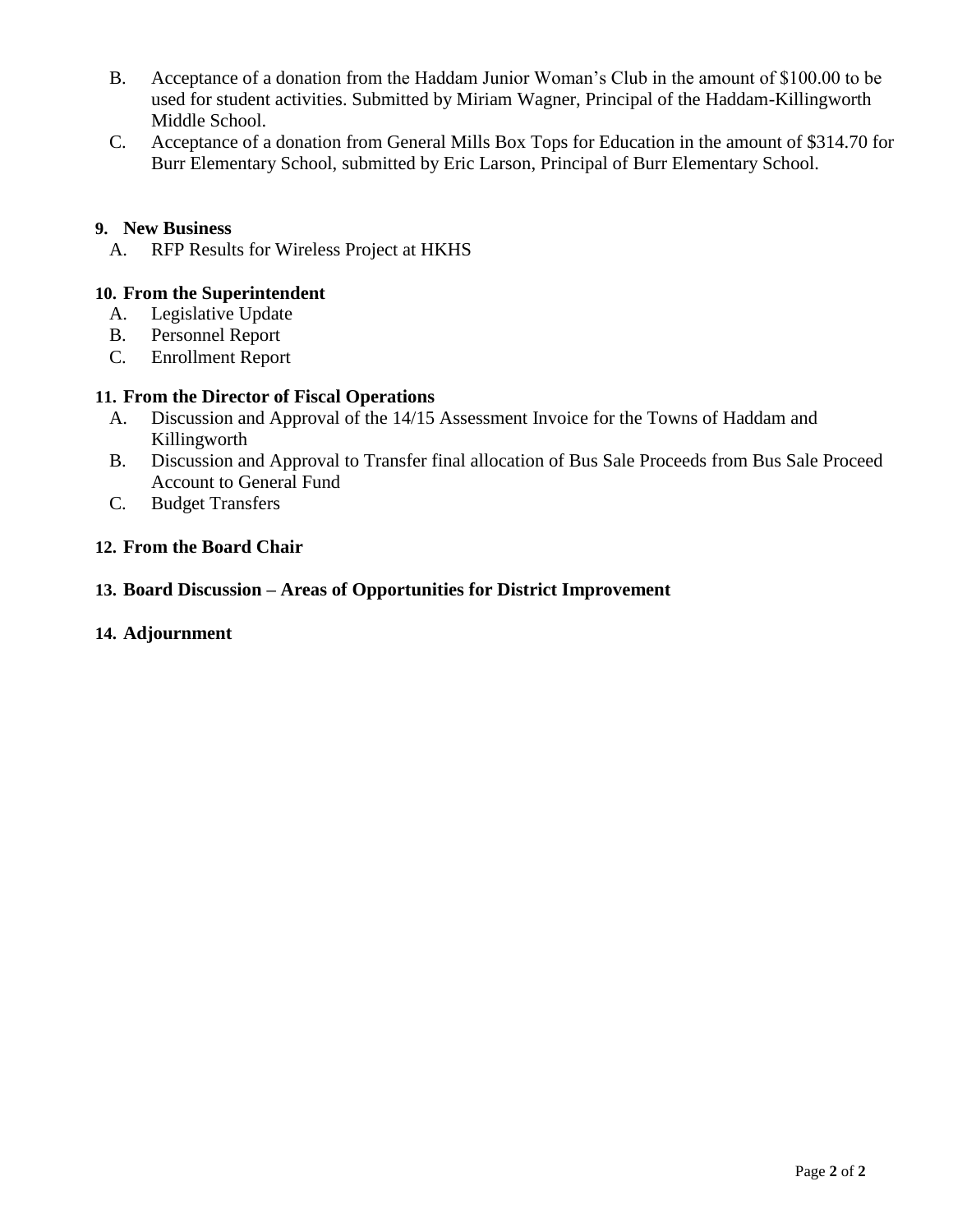B. Acceptance of a donation from the Haddam Junior Woman's Club in the amount of $100.00 to be used for student activities. Submitted by Miriam Wagner, Principal of the Haddam-Killingworth Middle School.

C. Acceptance of a donation from General Mills Box Tops for Education in the amount of $314.70 for Burr Elementary School, submitted by Eric Larson, Principal of Burr Elementary School.

**9. New Business**

A. RFP Results for Wireless Project at HKHS

**10. From the Superintendent**

A. Legislative Update

B. Personnel Report

C. Enrollment Report

**11. From the Director of Fiscal Operations**

A. Discussion and Approval of the 14/15 Assessment Invoice for the Towns of Haddam and Killingworth

B. Discussion and Approval to Transfer final allocation of Bus Sale Proceeds from Bus Sale Proceed Account to General Fund

C. Budget Transfers

**12. From the Board Chair**

**13. Board Discussion – Areas of Opportunities for District Improvement**

**14. Adjournment**